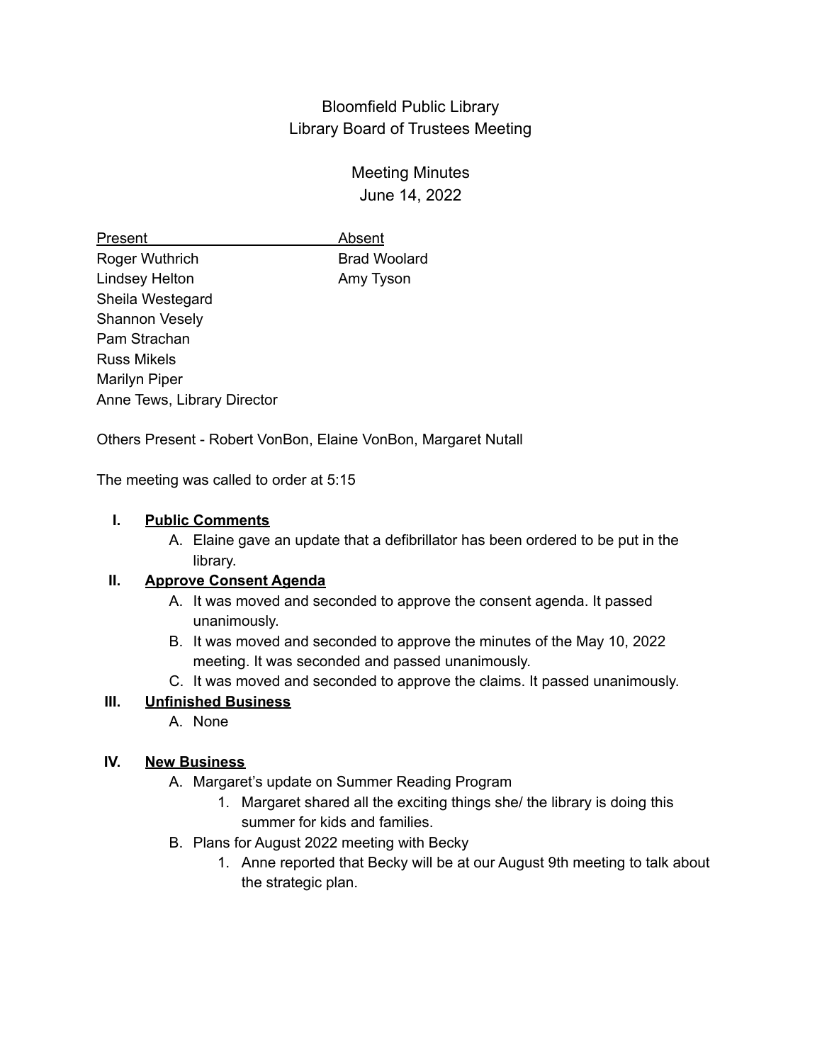# Bloomfield Public Library
## Library Board of Trustees Meeting

### Meeting Minutes
### June 14, 2022

| Present | Absent |
|---|---|
| Roger Wuthrich | Brad Woolard |
| Lindsey Helton | Amy Tyson |
| Sheila Westegard | |
| Shannon Vesely | |
| Pam Strachan | |
| Russ Mikels | |
| Marilyn Piper | |
| Anne Tews, Library Director | |

Others Present - Robert VonBon, Elaine VonBon, Margaret Nutall

The meeting was called to order at 5:15

I. **Public Comments**
   A. Elaine gave an update that a defibrillator has been ordered to be put in the library.

II. **Approve Consent Agenda**
   A. It was moved and seconded to approve the consent agenda. It passed unanimously.
   B. It was moved and seconded to approve the minutes of the May 10, 2022 meeting. It was seconded and passed unanimously.
   C. It was moved and seconded to approve the claims. It passed unanimously.

III. **Unfinished Business**
   A. None

IV. **New Business**
   A. Margaret's update on Summer Reading Program
      1. Margaret shared all the exciting things she/ the library is doing this summer for kids and families.
   B. Plans for August 2022 meeting with Becky
      1. Anne reported that Becky will be at our August 9th meeting to talk about the strategic plan.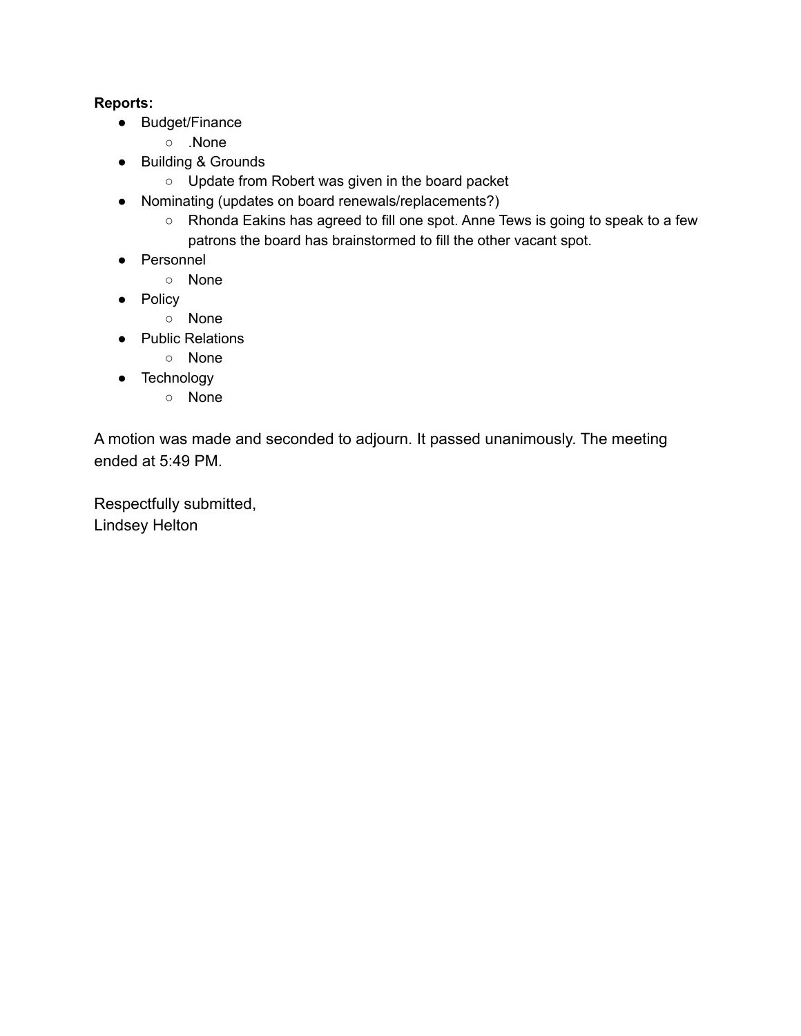**Reports:**

- Budget/Finance
  - .None
- Building & Grounds
  - Update from Robert was given in the board packet
- Nominating (updates on board renewals/replacements?)
  - Rhonda Eakins has agreed to fill one spot. Anne Tews is going to speak to a few patrons the board has brainstormed to fill the other vacant spot.
- Personnel
  - None
- Policy
  - None
- Public Relations
  - None
- Technology
  - None

A motion was made and seconded to adjourn. It passed unanimously. The meeting ended at 5:49 PM.

Respectfully submitted,
Lindsey Helton